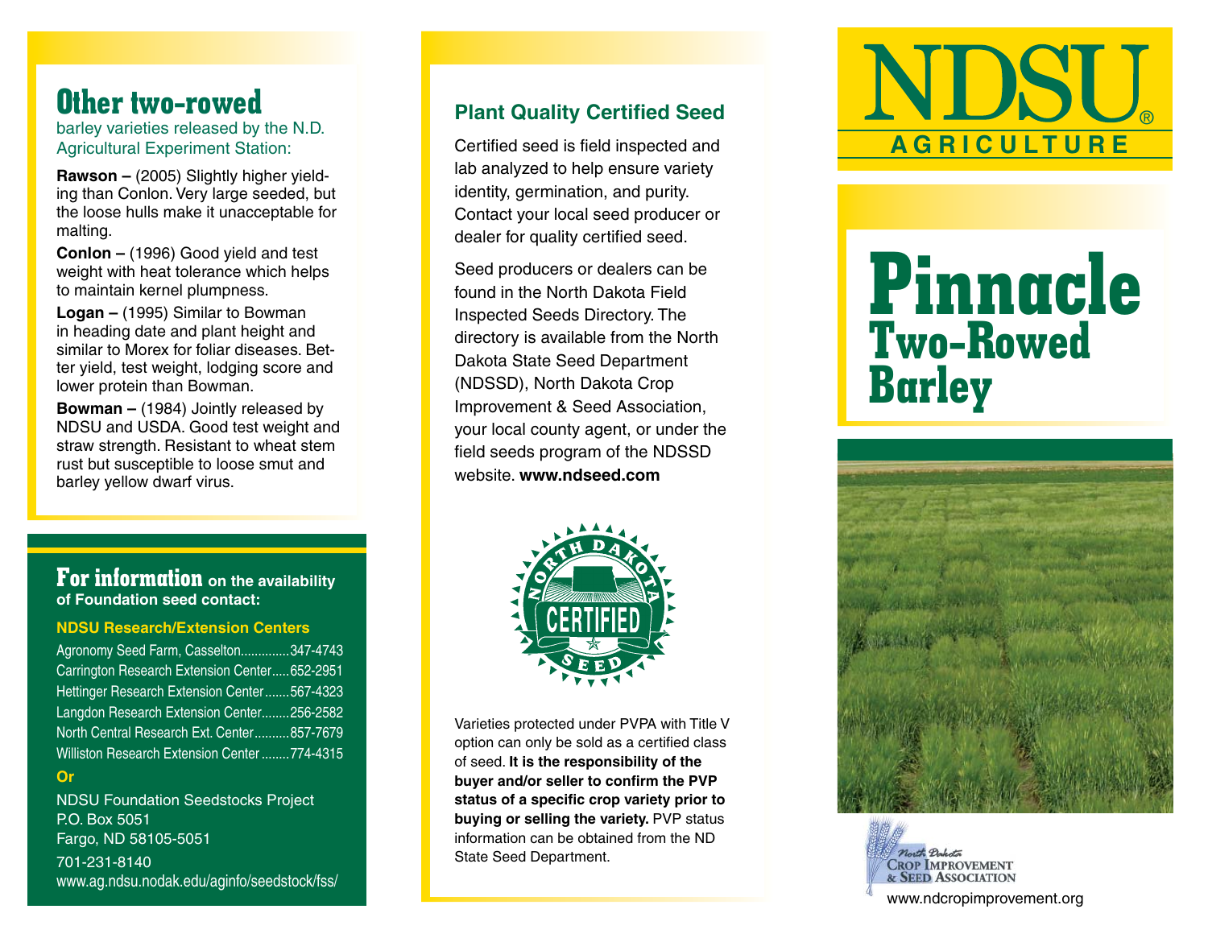## Other two-rowed

barley varieties released by the N.D. Agricultural Experiment Station:

**Rawson –** (2005) Slightly higher yielding than Conlon. Very large seeded, but the loose hulls make it unacceptable for malting.

**Conlon –** (1996) Good yield and test weight with heat tolerance which helps to maintain kernel plumpness.

**Logan –** (1995) Similar to Bowman in heading date and plant height and similar to Morex for foliar diseases. Better yield, test weight, lodging score and lower protein than Bowman.

**Bowman –** (1984) Jointly released by NDSU and USDA. Good test weight and straw strength. Resistant to wheat stem rust but susceptible to loose smut and barley yellow dwarf virus.

## For information on the availability of Foundation seed contact:

**NDSU Research/Extension Centers**

- Agronomy Seed Farm, Casselton..............347-4743
- Carrington Research Extension Center.....652-2951
- Hettinger Research Extension Center.......567-4323
- Langdon Research Extension Center........256-2582
- North Central Research Ext. Center..........857-7679
- Williston Research Extension Center........774-4315

**Or**

NDSU Foundation Seedstocks Project
P.O. Box 5051
Fargo, ND 58105-5051

701-231-8140
www.ag.ndsu.nodak.edu/aginfo/seedstock/fss/

## Plant Quality Certified Seed

Certified seed is field inspected and lab analyzed to help ensure variety identity, germination, and purity. Contact your local seed producer or dealer for quality certified seed.

Seed producers or dealers can be found in the North Dakota Field Inspected Seeds Directory. The directory is available from the North Dakota State Seed Department (NDSSD), North Dakota Crop Improvement & Seed Association, your local county agent, or under the field seeds program of the NDSSD website. **www.ndseed.com**

NORTH DAKOTA CERTIFIED SEED

Varieties protected under PVPA with Title V option can only be sold as a certified class of seed. **It is the responsibility of the buyer and/or seller to confirm the PVP status of a specific crop variety prior to buying or selling the variety.** PVP status information can be obtained from the ND State Seed Department.

NDSU® AGRICULTURE

# Pinnacle Two-Rowed Barley

North Dakota Crop Improvement & Seed Association

www.ndcropimprovement.org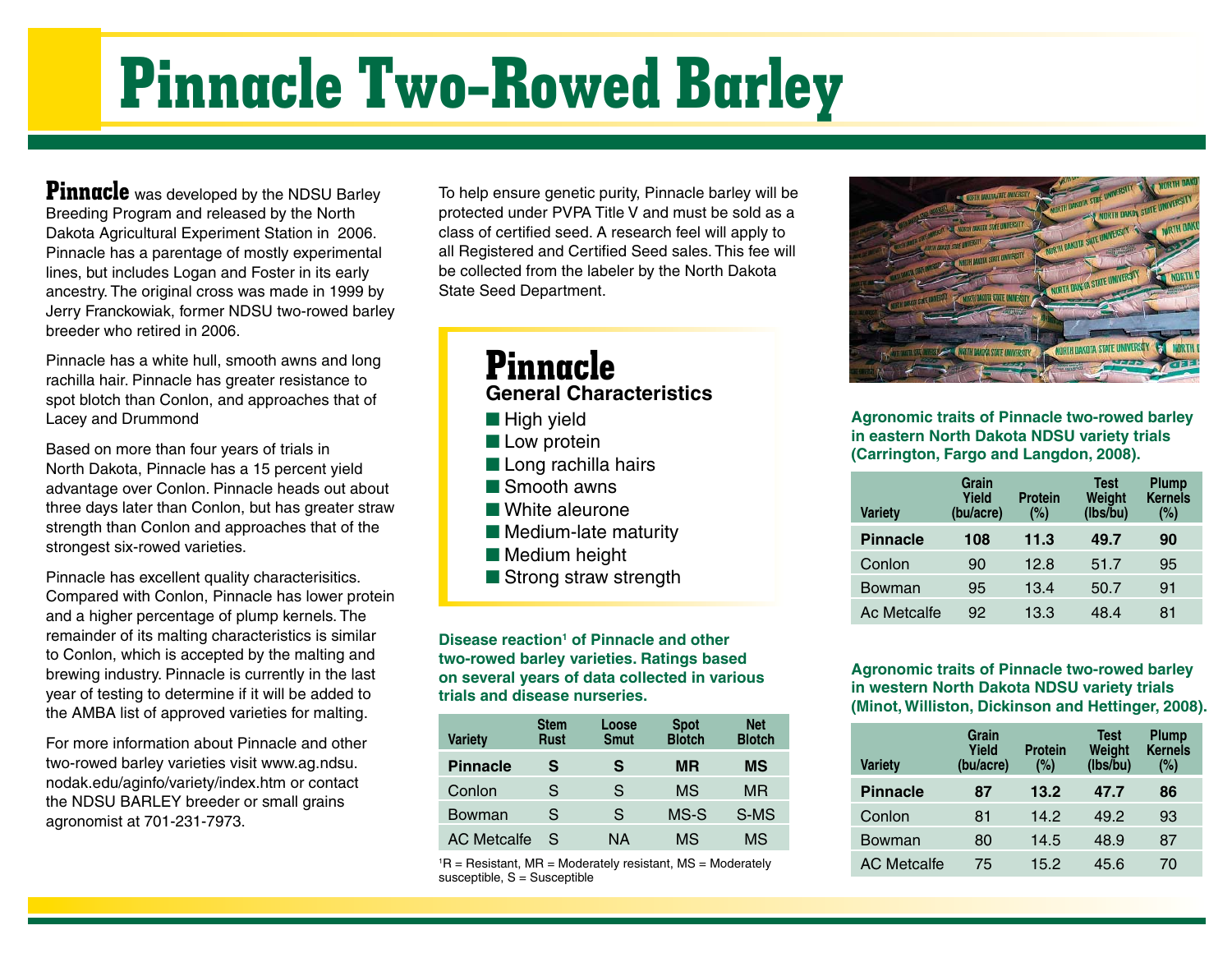# Pinnacle Two-Rowed Barley

**Pinnacle** was developed by the NDSU Barley Breeding Program and released by the North Dakota Agricultural Experiment Station in 2006. Pinnacle has a parentage of mostly experimental lines, but includes Logan and Foster in its early ancestry. The original cross was made in 1999 by Jerry Franckowiak, former NDSU two-rowed barley breeder who retired in 2006.

Pinnacle has a white hull, smooth awns and long rachilla hair. Pinnacle has greater resistance to spot blotch than Conlon, and approaches that of Lacey and Drummond

Based on more than four years of trials in North Dakota, Pinnacle has a 15 percent yield advantage over Conlon. Pinnacle heads out about three days later than Conlon, but has greater straw strength than Conlon and approaches that of the strongest six-rowed varieties.

Pinnacle has excellent quality characterisitics. Compared with Conlon, Pinnacle has lower protein and a higher percentage of plump kernels. The remainder of its malting characteristics is similar to Conlon, which is accepted by the malting and brewing industry. Pinnacle is currently in the last year of testing to determine if it will be added to the AMBA list of approved varieties for malting.

For more information about Pinnacle and other two-rowed barley varieties visit www.ag.ndsu.nodak.edu/aginfo/variety/index.htm or contact the NDSU BARLEY breeder or small grains agronomist at 701-231-7973.

To help ensure genetic purity, Pinnacle barley will be protected under PVPA Title V and must be sold as a class of certified seed. A research feel will apply to all Registered and Certified Seed sales. This fee will be collected from the labeler by the North Dakota State Seed Department.

## Pinnacle

### General Characteristics

- High yield
- Low protein
- Long rachilla hairs
- Smooth awns
- White aleurone
- Medium-late maturity
- Medium height
- Strong straw strength

**Disease reaction[1] of Pinnacle and other two-rowed barley varieties. Ratings based on several years of data collected in various trials and disease nurseries.**

| Variety | Stem Rust | Loose Smut | Spot Blotch | Net Blotch |
|---|---|---|---|---|
| **Pinnacle** | **S** | **S** | **MR** | **MS** |
| Conlon | S | S | MS | MR |
| Bowman | S | S | MS-S | S-MS |
| AC Metcalfe | S | NA | MS | MS |

[1]R = Resistant, MR = Moderately resistant, MS = Moderately susceptible, S = Susceptible

**Agronomic traits of Pinnacle two-rowed barley in eastern North Dakota NDSU variety trials (Carrington, Fargo and Langdon, 2008).**

| Variety | Grain Yield (bu/acre) | Protein (%) | Test Weight (lbs/bu) | Plump Kernels (%) |
|---|---|---|---|---|
| **Pinnacle** | **108** | **11.3** | **49.7** | **90** |
| Conlon | 90 | 12.8 | 51.7 | 95 |
| Bowman | 95 | 13.4 | 50.7 | 91 |
| Ac Metcalfe | 92 | 13.3 | 48.4 | 81 |

**Agronomic traits of Pinnacle two-rowed barley in western North Dakota NDSU variety trials (Minot, Williston, Dickinson and Hettinger, 2008).**

| Variety | Grain Yield (bu/acre) | Protein (%) | Test Weight (lbs/bu) | Plump Kernels (%) |
|---|---|---|---|---|
| **Pinnacle** | **87** | **13.2** | **47.7** | **86** |
| Conlon | 81 | 14.2 | 49.2 | 93 |
| Bowman | 80 | 14.5 | 48.9 | 87 |
| AC Metcalfe | 75 | 15.2 | 45.6 | 70 |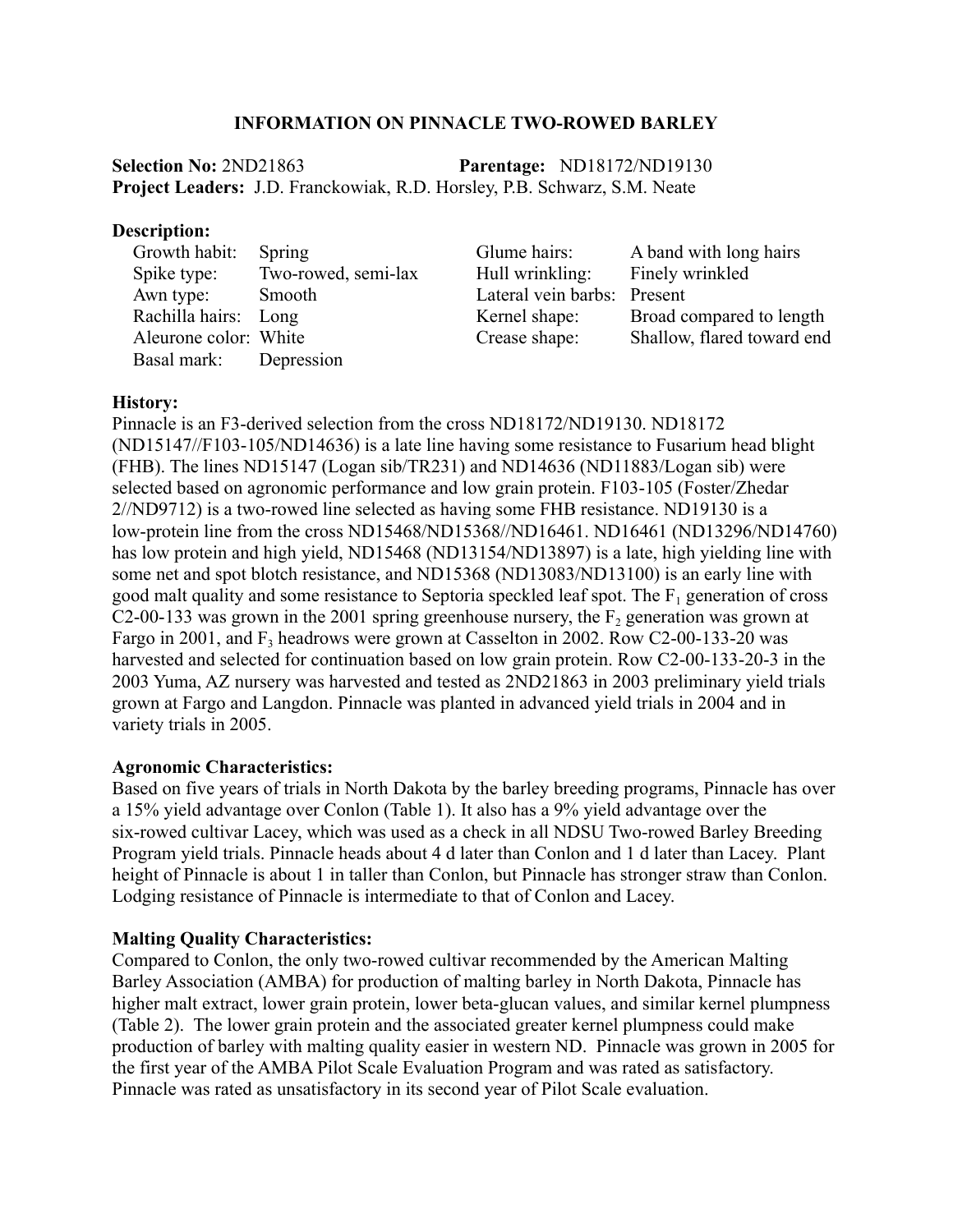# INFORMATION ON PINNACLE TWO-ROWED BARLEY

**Selection No:** 2ND21863 **Parentage:** ND18172/ND19130
**Project Leaders:** J.D. Franckowiak, R.D. Horsley, P.B. Schwarz, S.M. Neate

**Description:**

| | | | |
|---|---|---|---|
| Growth habit: | Spring | Glume hairs: | A band with long hairs |
| Spike type: | Two-rowed, semi-lax | Hull wrinkling: | Finely wrinkled |
| Awn type: | Smooth | Lateral vein barbs: | Present |
| Rachilla hairs: | Long | Kernel shape: | Broad compared to length |
| Aleurone color: | White | Crease shape: | Shallow, flared toward end |
| Basal mark: | Depression | | |

**History:**
Pinnacle is an F3-derived selection from the cross ND18172/ND19130. ND18172 (ND15147//F103-105/ND14636) is a late line having some resistance to Fusarium head blight (FHB). The lines ND15147 (Logan sib/TR231) and ND14636 (ND11883/Logan sib) were selected based on agronomic performance and low grain protein. F103-105 (Foster/Zhedar 2//ND9712) is a two-rowed line selected as having some FHB resistance. ND19130 is a low-protein line from the cross ND15468/ND15368//ND16461. ND16461 (ND13296/ND14760) has low protein and high yield, ND15468 (ND13154/ND13897) is a late, high yielding line with some net and spot blotch resistance, and ND15368 (ND13083/ND13100) is an early line with good malt quality and some resistance to Septoria speckled leaf spot. The $F_1$ generation of cross C2-00-133 was grown in the 2001 spring greenhouse nursery, the $F_2$ generation was grown at Fargo in 2001, and $F_3$ headrows were grown at Casselton in 2002. Row C2-00-133-20 was harvested and selected for continuation based on low grain protein. Row C2-00-133-20-3 in the 2003 Yuma, AZ nursery was harvested and tested as 2ND21863 in 2003 preliminary yield trials grown at Fargo and Langdon. Pinnacle was planted in advanced yield trials in 2004 and in variety trials in 2005.

**Agronomic Characteristics:**
Based on five years of trials in North Dakota by the barley breeding programs, Pinnacle has over a 15% yield advantage over Conlon (Table 1). It also has a 9% yield advantage over the six-rowed cultivar Lacey, which was used as a check in all NDSU Two-rowed Barley Breeding Program yield trials. Pinnacle heads about 4 d later than Conlon and 1 d later than Lacey. Plant height of Pinnacle is about 1 in taller than Conlon, but Pinnacle has stronger straw than Conlon. Lodging resistance of Pinnacle is intermediate to that of Conlon and Lacey.

**Malting Quality Characteristics:**
Compared to Conlon, the only two-rowed cultivar recommended by the American Malting Barley Association (AMBA) for production of malting barley in North Dakota, Pinnacle has higher malt extract, lower grain protein, lower beta-glucan values, and similar kernel plumpness (Table 2). The lower grain protein and the associated greater kernel plumpness could make production of barley with malting quality easier in western ND. Pinnacle was grown in 2005 for the first year of the AMBA Pilot Scale Evaluation Program and was rated as satisfactory. Pinnacle was rated as unsatisfactory in its second year of Pilot Scale evaluation.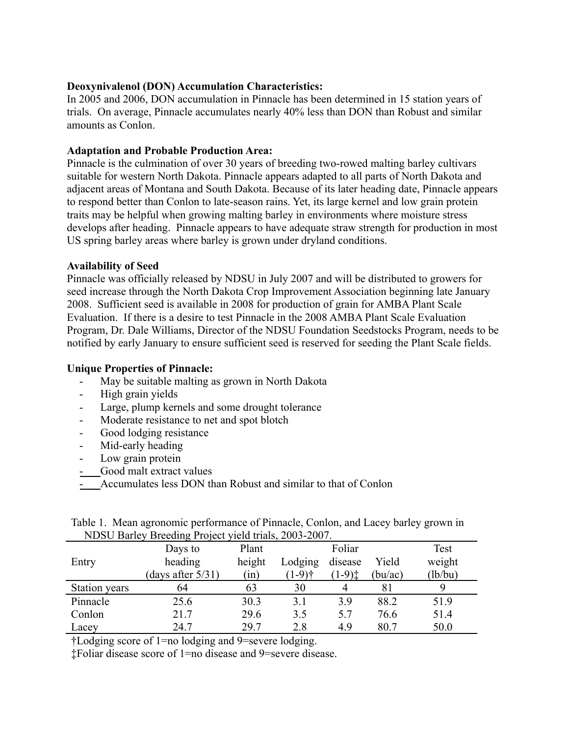**Deoxynivalenol (DON) Accumulation Characteristics:**
In 2005 and 2006, DON accumulation in Pinnacle has been determined in 15 station years of trials. On average, Pinnacle accumulates nearly 40% less than DON than Robust and similar amounts as Conlon.

**Adaptation and Probable Production Area:**
Pinnacle is the culmination of over 30 years of breeding two-rowed malting barley cultivars suitable for western North Dakota. Pinnacle appears adapted to all parts of North Dakota and adjacent areas of Montana and South Dakota. Because of its later heading date, Pinnacle appears to respond better than Conlon to late-season rains. Yet, its large kernel and low grain protein traits may be helpful when growing malting barley in environments where moisture stress develops after heading. Pinnacle appears to have adequate straw strength for production in most US spring barley areas where barley is grown under dryland conditions.

**Availability of Seed**
Pinnacle was officially released by NDSU in July 2007 and will be distributed to growers for seed increase through the North Dakota Crop Improvement Association beginning late January 2008. Sufficient seed is available in 2008 for production of grain for AMBA Plant Scale Evaluation. If there is a desire to test Pinnacle in the 2008 AMBA Plant Scale Evaluation Program, Dr. Dale Williams, Director of the NDSU Foundation Seedstocks Program, needs to be notified by early January to ensure sufficient seed is reserved for seeding the Plant Scale fields.

**Unique Properties of Pinnacle:**

- May be suitable malting as grown in North Dakota
- High grain yields
- Large, plump kernels and some drought tolerance
- Moderate resistance to net and spot blotch
- Good lodging resistance
- Mid-early heading
- Low grain protein
- Good malt extract values
- Accumulates less DON than Robust and similar to that of Conlon

Table 1. Mean agronomic performance of Pinnacle, Conlon, and Lacey barley grown in NDSU Barley Breeding Project yield trials, 2003-2007.

| Entry | Days to heading (days after 5/31) | Plant height (in) | Lodging (1-9)† | Foliar disease (1-9)‡ | Yield (bu/ac) | Test weight (lb/bu) |
|---|---|---|---|---|---|---|
| Station years | 64 | 63 | 30 | 4 | 81 | 9 |
| Pinnacle | 25.6 | 30.3 | 3.1 | 3.9 | 88.2 | 51.9 |
| Conlon | 21.7 | 29.6 | 3.5 | 5.7 | 76.6 | 51.4 |
| Lacey | 24.7 | 29.7 | 2.8 | 4.9 | 80.7 | 50.0 |

†Lodging score of 1=no lodging and 9=severe lodging.

‡Foliar disease score of 1=no disease and 9=severe disease.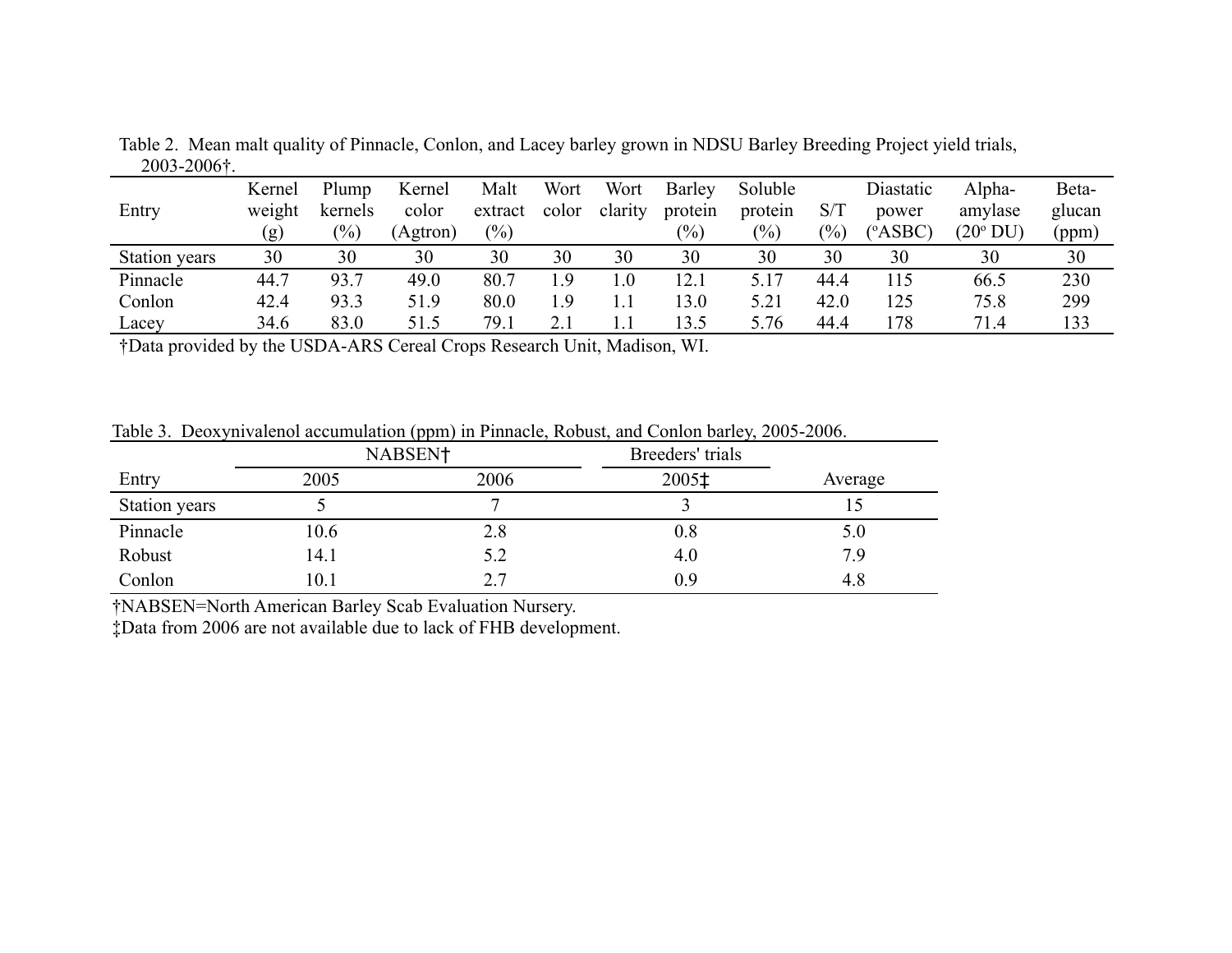Table 2. Mean malt quality of Pinnacle, Conlon, and Lacey barley grown in NDSU Barley Breeding Project yield trials, 2003-2006†.

| Entry | Kernel weight (g) | Plump kernels (%) | Kernel color (Agtron) | Malt extract (%) | Wort color | Wort clarity | Barley protein (%) | Soluble protein (%) | S/T (%) | Diastatic power (°ASBC) | Alpha-amylase (20° DU) | Beta-glucan (ppm) |
|---|---|---|---|---|---|---|---|---|---|---|---|---|
| Station years | 30 | 30 | 30 | 30 | 30 | 30 | 30 | 30 | 30 | 30 | 30 | 30 |
| Pinnacle | 44.7 | 93.7 | 49.0 | 80.7 | 1.9 | 1.0 | 12.1 | 5.17 | 44.4 | 115 | 66.5 | 230 |
| Conlon | 42.4 | 93.3 | 51.9 | 80.0 | 1.9 | 1.1 | 13.0 | 5.21 | 42.0 | 125 | 75.8 | 299 |
| Lacey | 34.6 | 83.0 | 51.5 | 79.1 | 2.1 | 1.1 | 13.5 | 5.76 | 44.4 | 178 | 71.4 | 133 |

†Data provided by the USDA-ARS Cereal Crops Research Unit, Madison, WI.

Table 3. Deoxynivalenol accumulation (ppm) in Pinnacle, Robust, and Conlon barley, 2005-2006.

| | NABSEN† | | Breeders' trials | |
|---|---|---|---|---|
| Entry | 2005 | 2006 | 2005‡ | Average |
| Station years | 5 | 7 | 3 | 15 |
| Pinnacle | 10.6 | 2.8 | 0.8 | 5.0 |
| Robust | 14.1 | 5.2 | 4.0 | 7.9 |
| Conlon | 10.1 | 2.7 | 0.9 | 4.8 |

†NABSEN=North American Barley Scab Evaluation Nursery.
‡Data from 2006 are not available due to lack of FHB development.